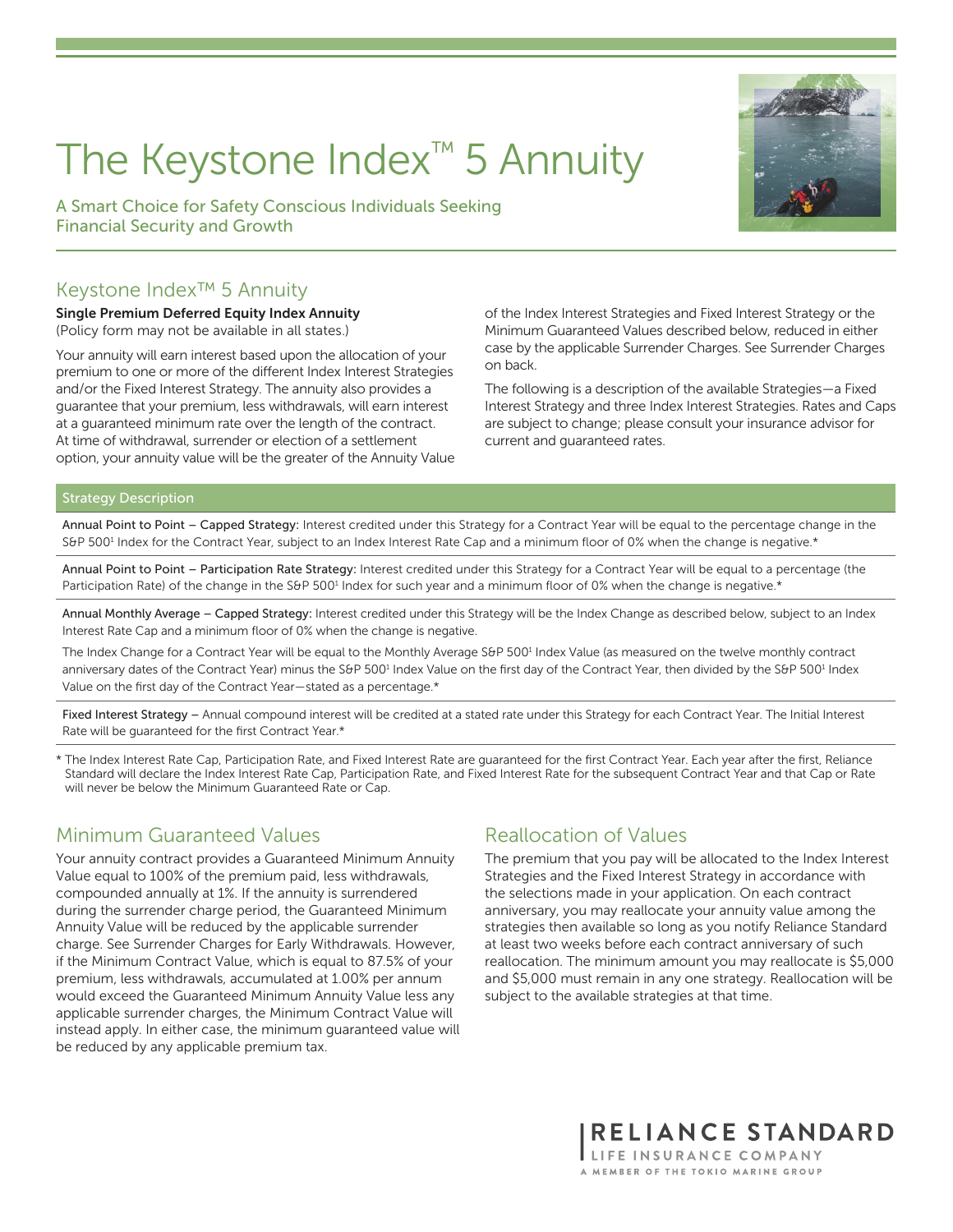# The Keystone Index™ 5 Annuity

A Smart Choice for Safety Conscious Individuals Seeking Financial Security and Growth

## Keystone Index™ 5 Annuity

**Single Premium Deferred Equity Index Annuity**
(Policy form may not be available in all states.)

Your annuity will earn interest based upon the allocation of your premium to one or more of the different Index Interest Strategies and/or the Fixed Interest Strategy. The annuity also provides a guarantee that your premium, less withdrawals, will earn interest at a guaranteed minimum rate over the length of the contract. At time of withdrawal, surrender or election of a settlement option, your annuity value will be the greater of the Annuity Value of the Index Interest Strategies and Fixed Interest Strategy or the Minimum Guaranteed Values described below, reduced in either case by the applicable Surrender Charges. See Surrender Charges on back.

The following is a description of the available Strategies—a Fixed Interest Strategy and three Index Interest Strategies. Rates and Caps are subject to change; please consult your insurance advisor for current and guaranteed rates.

### Strategy Description

Annual Point to Point – Capped Strategy: Interest credited under this Strategy for a Contract Year will be equal to the percentage change in the S&P 500[1] Index for the Contract Year, subject to an Index Interest Rate Cap and a minimum floor of 0% when the change is negative.*

Annual Point to Point – Participation Rate Strategy: Interest credited under this Strategy for a Contract Year will be equal to a percentage (the Participation Rate) of the change in the S&P 500[1] Index for such year and a minimum floor of 0% when the change is negative.*

Annual Monthly Average – Capped Strategy: Interest credited under this Strategy will be the Index Change as described below, subject to an Index Interest Rate Cap and a minimum floor of 0% when the change is negative.

The Index Change for a Contract Year will be equal to the Monthly Average S&P 500[1] Index Value (as measured on the twelve monthly contract anniversary dates of the Contract Year) minus the S&P 500[1] Index Value on the first day of the Contract Year, then divided by the S&P 500[1] Index Value on the first day of the Contract Year—stated as a percentage.*

Fixed Interest Strategy – Annual compound interest will be credited at a stated rate under this Strategy for each Contract Year. The Initial Interest Rate will be guaranteed for the first Contract Year.*

\* The Index Interest Rate Cap, Participation Rate, and Fixed Interest Rate are guaranteed for the first Contract Year. Each year after the first, Reliance Standard will declare the Index Interest Rate Cap, Participation Rate, and Fixed Interest Rate for the subsequent Contract Year and that Cap or Rate will never be below the Minimum Guaranteed Rate or Cap.

## Minimum Guaranteed Values

Your annuity contract provides a Guaranteed Minimum Annuity Value equal to 100% of the premium paid, less withdrawals, compounded annually at 1%. If the annuity is surrendered during the surrender charge period, the Guaranteed Minimum Annuity Value will be reduced by the applicable surrender charge. See Surrender Charges for Early Withdrawals. However, if the Minimum Contract Value, which is equal to 87.5% of your premium, less withdrawals, accumulated at 1.00% per annum would exceed the Guaranteed Minimum Annuity Value less any applicable surrender charges, the Minimum Contract Value will instead apply. In either case, the minimum guaranteed value will be reduced by any applicable premium tax.

## Reallocation of Values

The premium that you pay will be allocated to the Index Interest Strategies and the Fixed Interest Strategy in accordance with the selections made in your application. On each contract anniversary, you may reallocate your annuity value among the strategies then available so long as you notify Reliance Standard at least two weeks before each contract anniversary of such reallocation. The minimum amount you may reallocate is $5,000 and $5,000 must remain in any one strategy. Reallocation will be subject to the available strategies at that time.

RELIANCE STANDARD
LIFE INSURANCE COMPANY
A MEMBER OF THE TOKIO MARINE GROUP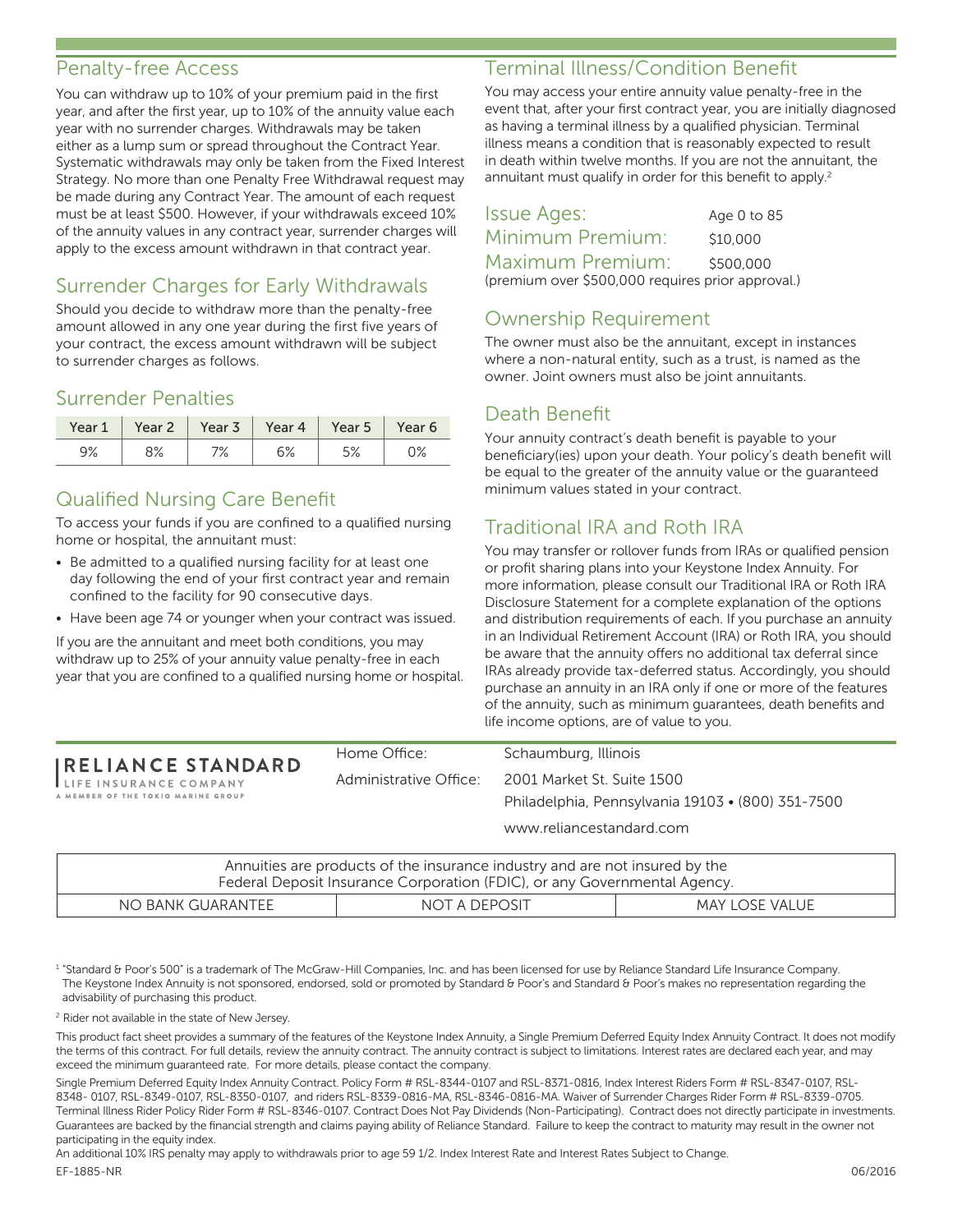## Penalty-free Access

You can withdraw up to 10% of your premium paid in the first year, and after the first year, up to 10% of the annuity value each year with no surrender charges. Withdrawals may be taken either as a lump sum or spread throughout the Contract Year. Systematic withdrawals may only be taken from the Fixed Interest Strategy. No more than one Penalty Free Withdrawal request may be made during any Contract Year. The amount of each request must be at least $500. However, if your withdrawals exceed 10% of the annuity values in any contract year, surrender charges will apply to the excess amount withdrawn in that contract year.

## Surrender Charges for Early Withdrawals

Should you decide to withdraw more than the penalty-free amount allowed in any one year during the first five years of your contract, the excess amount withdrawn will be subject to surrender charges as follows.

## Surrender Penalties

| Year 1 | Year 2 | Year 3 | Year 4 | Year 5 | Year 6 |
|---|---|---|---|---|---|
| 9% | 8% | 7% | 6% | 5% | 0% |

## Qualified Nursing Care Benefit

To access your funds if you are confined to a qualified nursing home or hospital, the annuitant must:

- Be admitted to a qualified nursing facility for at least one day following the end of your first contract year and remain confined to the facility for 90 consecutive days.
- Have been age 74 or younger when your contract was issued.

If you are the annuitant and meet both conditions, you may withdraw up to 25% of your annuity value penalty-free in each year that you are confined to a qualified nursing home or hospital.

## Terminal Illness/Condition Benefit

You may access your entire annuity value penalty-free in the event that, after your first contract year, you are initially diagnosed as having a terminal illness by a qualified physician. Terminal illness means a condition that is reasonably expected to result in death within twelve months. If you are not the annuitant, the annuitant must qualify in order for this benefit to apply.[2]

**Issue Ages:** Age 0 to 85

**Minimum Premium:** $10,000

**Maximum Premium:** $500,000

(premium over $500,000 requires prior approval.)

## Ownership Requirement

The owner must also be the annuitant, except in instances where a non-natural entity, such as a trust, is named as the owner. Joint owners must also be joint annuitants.

## Death Benefit

Your annuity contract's death benefit is payable to your beneficiary(ies) upon your death. Your policy's death benefit will be equal to the greater of the annuity value or the guaranteed minimum values stated in your contract.

## Traditional IRA and Roth IRA

You may transfer or rollover funds from IRAs or qualified pension or profit sharing plans into your Keystone Index Annuity. For more information, please consult our Traditional IRA or Roth IRA Disclosure Statement for a complete explanation of the options and distribution requirements of each. If you purchase an annuity in an Individual Retirement Account (IRA) or Roth IRA, you should be aware that the annuity offers no additional tax deferral since IRAs already provide tax-deferred status. Accordingly, you should purchase an annuity in an IRA only if one or more of the features of the annuity, such as minimum guarantees, death benefits and life income options, are of value to you.

**RELIANCE STANDARD**
LIFE INSURANCE COMPANY
A MEMBER OF THE TOKIO MARINE GROUP

Home Office: Schaumburg, Illinois

Administrative Office: 2001 Market St. Suite 1500
Philadelphia, Pennsylvania 19103 • (800) 351-7500
www.reliancestandard.com

Annuities are products of the insurance industry and are not insured by the Federal Deposit Insurance Corporation (FDIC), or any Governmental Agency.

| NO BANK GUARANTEE | NOT A DEPOSIT | MAY LOSE VALUE |
|---|---|---|

[1] "Standard & Poor's 500" is a trademark of The McGraw-Hill Companies, Inc. and has been licensed for use by Reliance Standard Life Insurance Company. The Keystone Index Annuity is not sponsored, endorsed, sold or promoted by Standard & Poor's and Standard & Poor's makes no representation regarding the advisability of purchasing this product.

[2] Rider not available in the state of New Jersey.

This product fact sheet provides a summary of the features of the Keystone Index Annuity, a Single Premium Deferred Equity Index Annuity Contract. It does not modify the terms of this contract. For full details, review the annuity contract. The annuity contract is subject to limitations. Interest rates are declared each year, and may exceed the minimum guaranteed rate. For more details, please contact the company.

Single Premium Deferred Equity Index Annuity Contract. Policy Form # RSL-8344-0107 and RSL-8371-0816, Index Interest Riders Form # RSL-8347-0107, RSL-8348- 0107, RSL-8349-0107, RSL-8350-0107, and riders RSL-8339-0816-MA, RSL-8346-0816-MA. Waiver of Surrender Charges Rider Form # RSL-8339-0705. Terminal Illness Rider Policy Rider Form # RSL-8346-0107. Contract Does Not Pay Dividends (Non-Participating). Contract does not directly participate in investments. Guarantees are backed by the financial strength and claims paying ability of Reliance Standard. Failure to keep the contract to maturity may result in the owner not participating in the equity index.

An additional 10% IRS penalty may apply to withdrawals prior to age 59 1/2. Index Interest Rate and Interest Rates Subject to Change.

EF-1885-NR 06/2016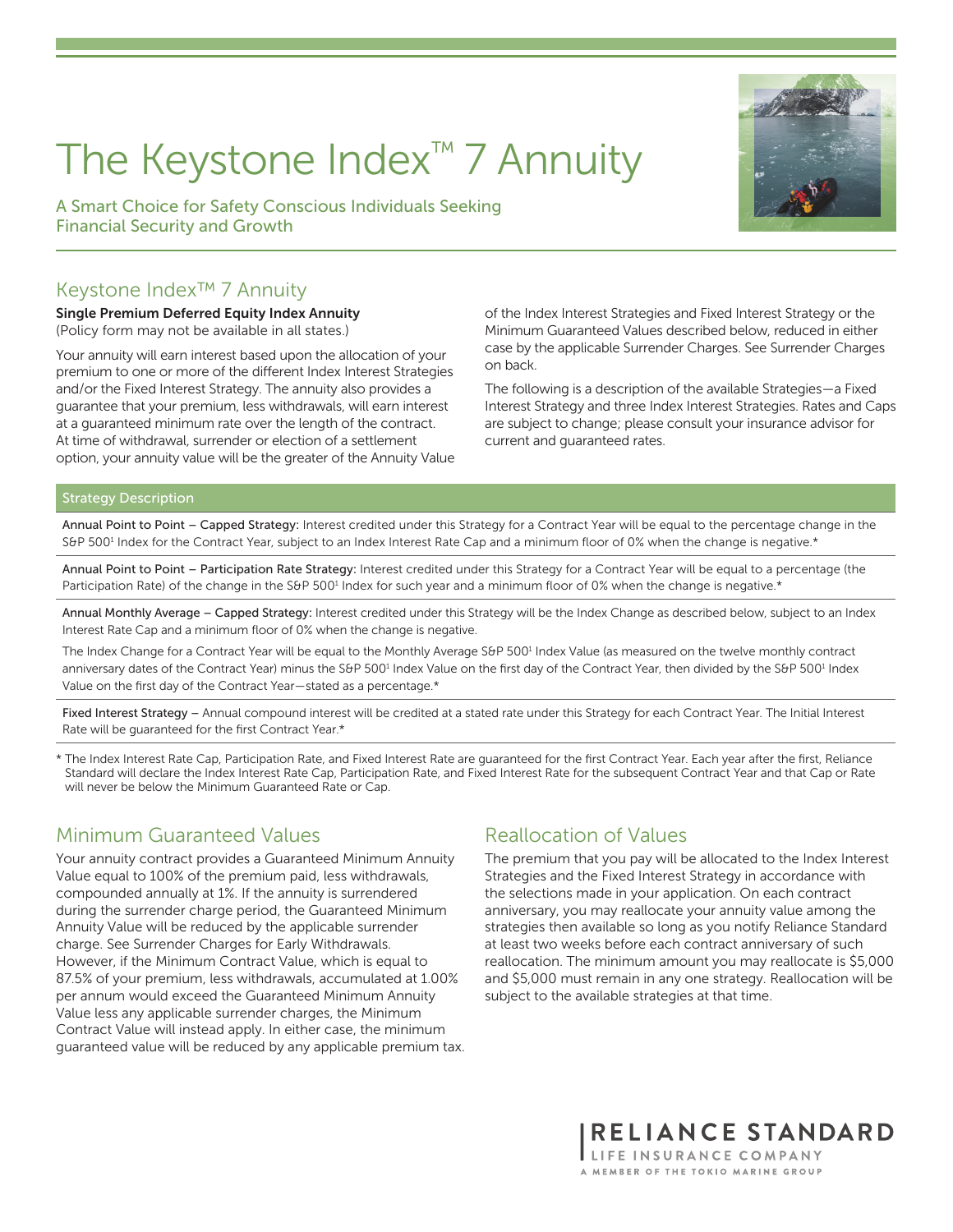# The Keystone Index™ 7 Annuity

A Smart Choice for Safety Conscious Individuals Seeking Financial Security and Growth

## Keystone Index™ 7 Annuity

**Single Premium Deferred Equity Index Annuity**
(Policy form may not be available in all states.)

Your annuity will earn interest based upon the allocation of your premium to one or more of the different Index Interest Strategies and/or the Fixed Interest Strategy. The annuity also provides a guarantee that your premium, less withdrawals, will earn interest at a guaranteed minimum rate over the length of the contract. At time of withdrawal, surrender or election of a settlement option, your annuity value will be the greater of the Annuity Value of the Index Interest Strategies and Fixed Interest Strategy or the Minimum Guaranteed Values described below, reduced in either case by the applicable Surrender Charges. See Surrender Charges on back.

The following is a description of the available Strategies—a Fixed Interest Strategy and three Index Interest Strategies. Rates and Caps are subject to change; please consult your insurance advisor for current and guaranteed rates.

### Strategy Description

Annual Point to Point – Capped Strategy: Interest credited under this Strategy for a Contract Year will be equal to the percentage change in the S&P 500[1] Index for the Contract Year, subject to an Index Interest Rate Cap and a minimum floor of 0% when the change is negative.*

Annual Point to Point – Participation Rate Strategy: Interest credited under this Strategy for a Contract Year will be equal to a percentage (the Participation Rate) of the change in the S&P 500[1] Index for such year and a minimum floor of 0% when the change is negative.*

Annual Monthly Average – Capped Strategy: Interest credited under this Strategy will be the Index Change as described below, subject to an Index Interest Rate Cap and a minimum floor of 0% when the change is negative.

The Index Change for a Contract Year will be equal to the Monthly Average S&P 500[1] Index Value (as measured on the twelve monthly contract anniversary dates of the Contract Year) minus the S&P 500[1] Index Value on the first day of the Contract Year, then divided by the S&P 500[1] Index Value on the first day of the Contract Year—stated as a percentage.*

Fixed Interest Strategy – Annual compound interest will be credited at a stated rate under this Strategy for each Contract Year. The Initial Interest Rate will be guaranteed for the first Contract Year.*

* The Index Interest Rate Cap, Participation Rate, and Fixed Interest Rate are guaranteed for the first Contract Year. Each year after the first, Reliance Standard will declare the Index Interest Rate Cap, Participation Rate, and Fixed Interest Rate for the subsequent Contract Year and that Cap or Rate will never be below the Minimum Guaranteed Rate or Cap.

## Minimum Guaranteed Values

Your annuity contract provides a Guaranteed Minimum Annuity Value equal to 100% of the premium paid, less withdrawals, compounded annually at 1%. If the annuity is surrendered during the surrender charge period, the Guaranteed Minimum Annuity Value will be reduced by the applicable surrender charge. See Surrender Charges for Early Withdrawals. However, if the Minimum Contract Value, which is equal to 87.5% of your premium, less withdrawals, accumulated at 1.00% per annum would exceed the Guaranteed Minimum Annuity Value less any applicable surrender charges, the Minimum Contract Value will instead apply. In either case, the minimum guaranteed value will be reduced by any applicable premium tax.

## Reallocation of Values

The premium that you pay will be allocated to the Index Interest Strategies and the Fixed Interest Strategy in accordance with the selections made in your application. On each contract anniversary, you may reallocate your annuity value among the strategies then available so long as you notify Reliance Standard at least two weeks before each contract anniversary of such reallocation. The minimum amount you may reallocate is $5,000 and $5,000 must remain in any one strategy. Reallocation will be subject to the available strategies at that time.

RELIANCE STANDARD
LIFE INSURANCE COMPANY
A MEMBER OF THE TOKIO MARINE GROUP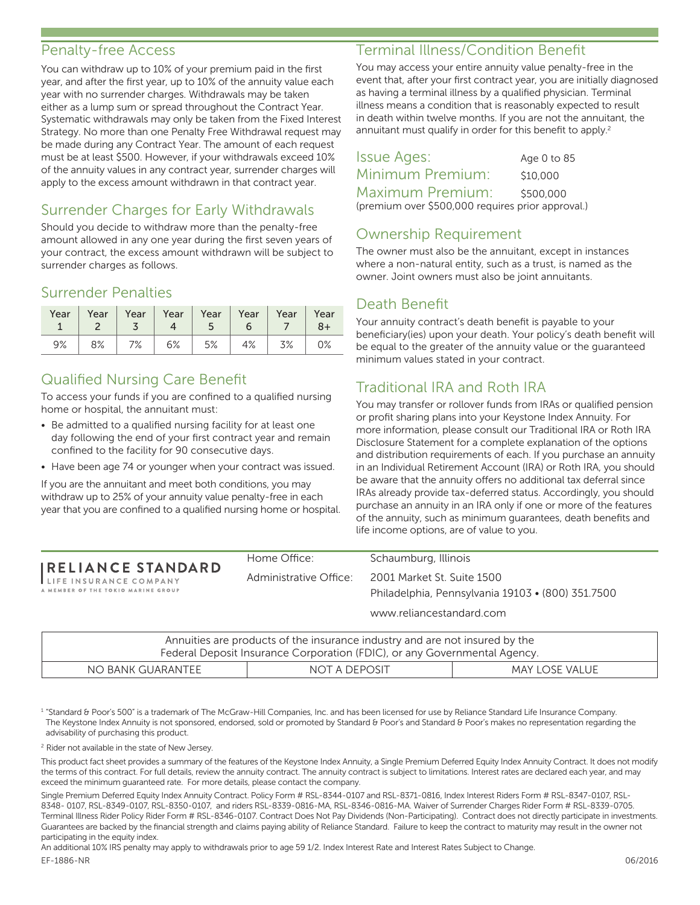## Penalty-free Access

You can withdraw up to 10% of your premium paid in the first year, and after the first year, up to 10% of the annuity value each year with no surrender charges. Withdrawals may be taken either as a lump sum or spread throughout the Contract Year. Systematic withdrawals may only be taken from the Fixed Interest Strategy. No more than one Penalty Free Withdrawal request may be made during any Contract Year. The amount of each request must be at least $500. However, if your withdrawals exceed 10% of the annuity values in any contract year, surrender charges will apply to the excess amount withdrawn in that contract year.

## Surrender Charges for Early Withdrawals

Should you decide to withdraw more than the penalty-free amount allowed in any one year during the first seven years of your contract, the excess amount withdrawn will be subject to surrender charges as follows.

## Surrender Penalties

| Year 1 | Year 2 | Year 3 | Year 4 | Year 5 | Year 6 | Year 7 | Year 8+ |
|---|---|---|---|---|---|---|---|
| 9% | 8% | 7% | 6% | 5% | 4% | 3% | 0% |

## Qualified Nursing Care Benefit

To access your funds if you are confined to a qualified nursing home or hospital, the annuitant must:

- Be admitted to a qualified nursing facility for at least one day following the end of your first contract year and remain confined to the facility for 90 consecutive days.
- Have been age 74 or younger when your contract was issued.

If you are the annuitant and meet both conditions, you may withdraw up to 25% of your annuity value penalty-free in each year that you are confined to a qualified nursing home or hospital.

## Terminal Illness/Condition Benefit

You may access your entire annuity value penalty-free in the event that, after your first contract year, you are initially diagnosed as having a terminal illness by a qualified physician. Terminal illness means a condition that is reasonably expected to result in death within twelve months. If you are not the annuitant, the annuitant must qualify in order for this benefit to apply.[2]

**Issue Ages:** Age 0 to 85

**Minimum Premium:** $10,000

**Maximum Premium:** $500,000

(premium over $500,000 requires prior approval.)

## Ownership Requirement

The owner must also be the annuitant, except in instances where a non-natural entity, such as a trust, is named as the owner. Joint owners must also be joint annuitants.

## Death Benefit

Your annuity contract's death benefit is payable to your beneficiary(ies) upon your death. Your policy's death benefit will be equal to the greater of the annuity value or the guaranteed minimum values stated in your contract.

## Traditional IRA and Roth IRA

You may transfer or rollover funds from IRAs or qualified pension or profit sharing plans into your Keystone Index Annuity. For more information, please consult our Traditional IRA or Roth IRA Disclosure Statement for a complete explanation of the options and distribution requirements of each. If you purchase an annuity in an Individual Retirement Account (IRA) or Roth IRA, you should be aware that the annuity offers no additional tax deferral since IRAs already provide tax-deferred status. Accordingly, you should purchase an annuity in an IRA only if one or more of the features of the annuity, such as minimum guarantees, death benefits and life income options, are of value to you.

**RELIANCE STANDARD**
LIFE INSURANCE COMPANY
A MEMBER OF THE TOKIO MARINE GROUP

Home Office: Schaumburg, Illinois

Administrative Office: 2001 Market St. Suite 1500
Philadelphia, Pennsylvania 19103 • (800) 351.7500

www.reliancestandard.com

Annuities are products of the insurance industry and are not insured by the Federal Deposit Insurance Corporation (FDIC), or any Governmental Agency.

| NO BANK GUARANTEE | NOT A DEPOSIT | MAY LOSE VALUE |
|---|---|---|

[1] "Standard & Poor's 500" is a trademark of The McGraw-Hill Companies, Inc. and has been licensed for use by Reliance Standard Life Insurance Company. The Keystone Index Annuity is not sponsored, endorsed, sold or promoted by Standard & Poor's and Standard & Poor's makes no representation regarding the advisability of purchasing this product.

[2] Rider not available in the state of New Jersey.

This product fact sheet provides a summary of the features of the Keystone Index Annuity, a Single Premium Deferred Equity Index Annuity Contract. It does not modify the terms of this contract. For full details, review the annuity contract. The annuity contract is subject to limitations. Interest rates are declared each year, and may exceed the minimum guaranteed rate. For more details, please contact the company.

Single Premium Deferred Equity Index Annuity Contract. Policy Form # RSL-8344-0107 and RSL-8371-0816, Index Interest Riders Form # RSL-8347-0107, RSL-8348- 0107, RSL-8349-0107, RSL-8350-0107, and riders RSL-8339-0816-MA, RSL-8346-0816-MA. Waiver of Surrender Charges Rider Form # RSL-8339-0705. Terminal Illness Rider Policy Rider Form # RSL-8346-0107. Contract Does Not Pay Dividends (Non-Participating). Contract does not directly participate in investments. Guarantees are backed by the financial strength and claims paying ability of Reliance Standard. Failure to keep the contract to maturity may result in the owner not participating in the equity index.

An additional 10% IRS penalty may apply to withdrawals prior to age 59 1/2. Index Interest Rate and Interest Rates Subject to Change.

EF-1886-NR 06/2016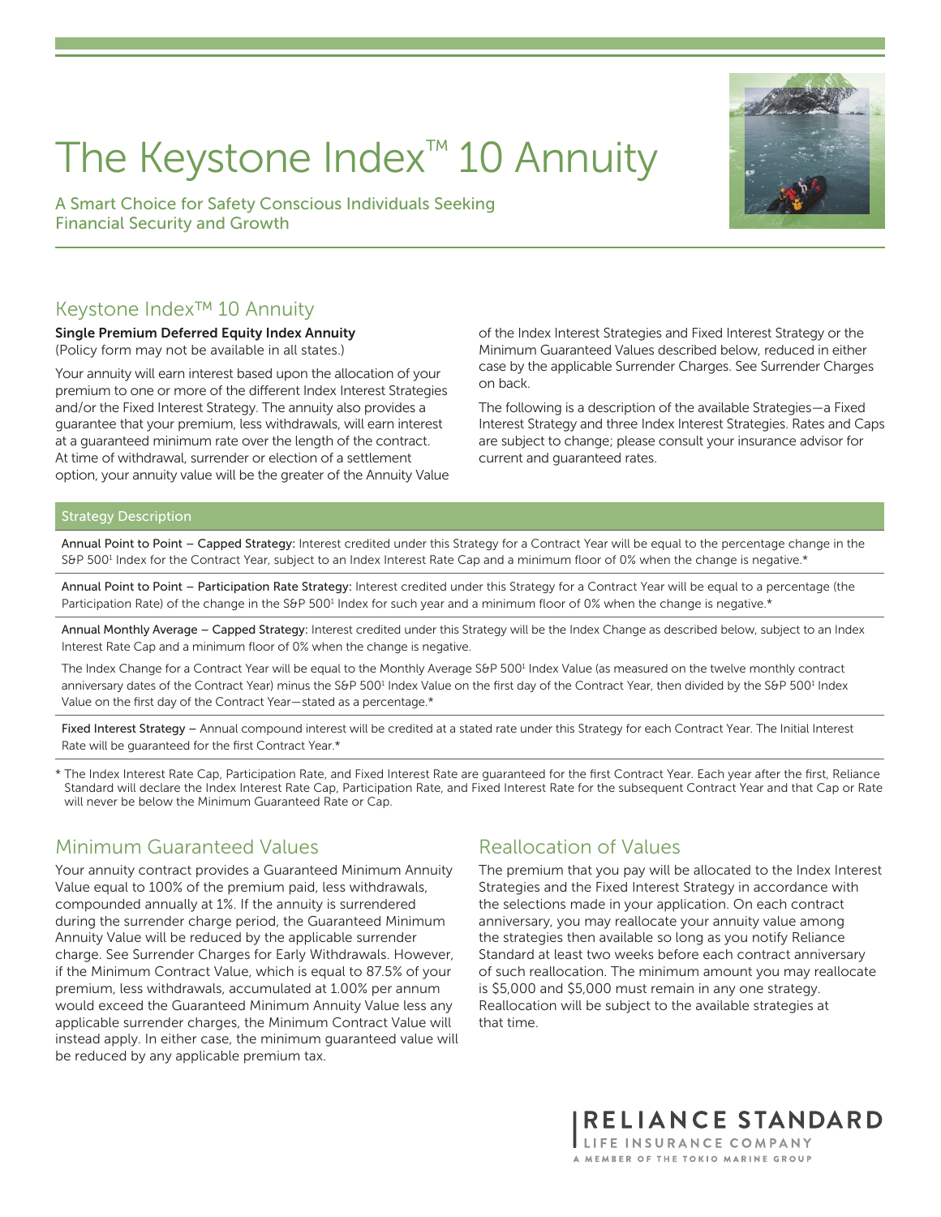# The Keystone Index™ 10 Annuity

A Smart Choice for Safety Conscious Individuals Seeking Financial Security and Growth

## Keystone Index™ 10 Annuity

**Single Premium Deferred Equity Index Annuity**
(Policy form may not be available in all states.)

Your annuity will earn interest based upon the allocation of your premium to one or more of the different Index Interest Strategies and/or the Fixed Interest Strategy. The annuity also provides a guarantee that your premium, less withdrawals, will earn interest at a guaranteed minimum rate over the length of the contract. At time of withdrawal, surrender or election of a settlement option, your annuity value will be the greater of the Annuity Value of the Index Interest Strategies and Fixed Interest Strategy or the Minimum Guaranteed Values described below, reduced in either case by the applicable Surrender Charges. See Surrender Charges on back.

The following is a description of the available Strategies—a Fixed Interest Strategy and three Index Interest Strategies. Rates and Caps are subject to change; please consult your insurance advisor for current and guaranteed rates.

### Strategy Description

**Annual Point to Point – Capped Strategy:** Interest credited under this Strategy for a Contract Year will be equal to the percentage change in the S&P 500[1] Index for the Contract Year, subject to an Index Interest Rate Cap and a minimum floor of 0% when the change is negative.*

**Annual Point to Point – Participation Rate Strategy:** Interest credited under this Strategy for a Contract Year will be equal to a percentage (the Participation Rate) of the change in the S&P 500[1] Index for such year and a minimum floor of 0% when the change is negative.*

**Annual Monthly Average – Capped Strategy:** Interest credited under this Strategy will be the Index Change as described below, subject to an Index Interest Rate Cap and a minimum floor of 0% when the change is negative.

The Index Change for a Contract Year will be equal to the Monthly Average S&P 500[1] Index Value (as measured on the twelve monthly contract anniversary dates of the Contract Year) minus the S&P 500[1] Index Value on the first day of the Contract Year, then divided by the S&P 500[1] Index Value on the first day of the Contract Year—stated as a percentage.*

**Fixed Interest Strategy –** Annual compound interest will be credited at a stated rate under this Strategy for each Contract Year. The Initial Interest Rate will be guaranteed for the first Contract Year.*

\* The Index Interest Rate Cap, Participation Rate, and Fixed Interest Rate are guaranteed for the first Contract Year. Each year after the first, Reliance Standard will declare the Index Interest Rate Cap, Participation Rate, and Fixed Interest Rate for the subsequent Contract Year and that Cap or Rate will never be below the Minimum Guaranteed Rate or Cap.

## Minimum Guaranteed Values

Your annuity contract provides a Guaranteed Minimum Annuity Value equal to 100% of the premium paid, less withdrawals, compounded annually at 1%. If the annuity is surrendered during the surrender charge period, the Guaranteed Minimum Annuity Value will be reduced by the applicable surrender charge. See Surrender Charges for Early Withdrawals. However, if the Minimum Contract Value, which is equal to 87.5% of your premium, less withdrawals, accumulated at 1.00% per annum would exceed the Guaranteed Minimum Annuity Value less any applicable surrender charges, the Minimum Contract Value will instead apply. In either case, the minimum guaranteed value will be reduced by any applicable premium tax.

## Reallocation of Values

The premium that you pay will be allocated to the Index Interest Strategies and the Fixed Interest Strategy in accordance with the selections made in your application. On each contract anniversary, you may reallocate your annuity value among the strategies then available so long as you notify Reliance Standard at least two weeks before each contract anniversary of such reallocation. The minimum amount you may reallocate is $5,000 and $5,000 must remain in any one strategy. Reallocation will be subject to the available strategies at that time.

RELIANCE STANDARD
LIFE INSURANCE COMPANY
A MEMBER OF THE TOKIO MARINE GROUP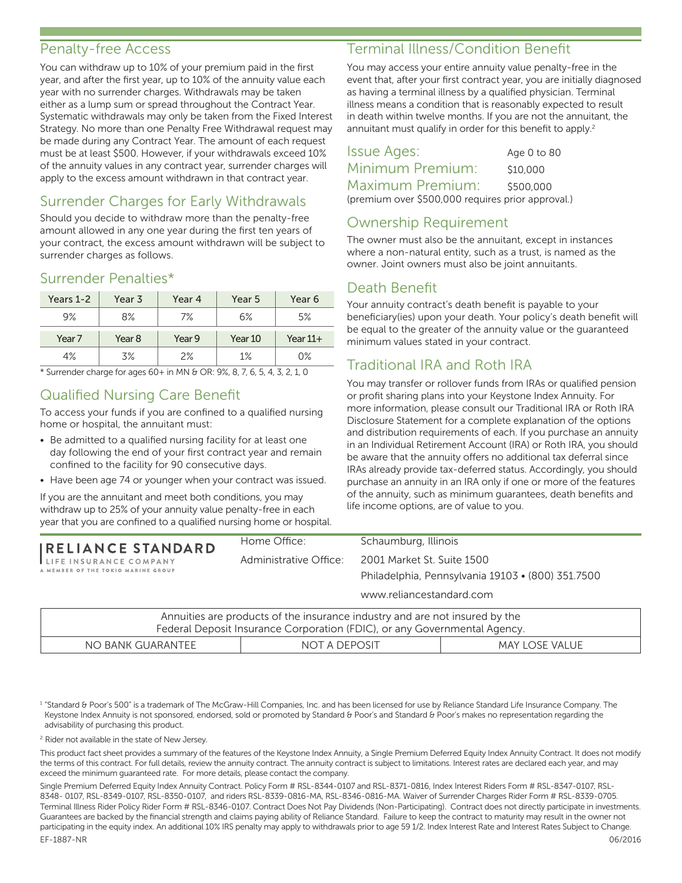## Penalty-free Access

You can withdraw up to 10% of your premium paid in the first year, and after the first year, up to 10% of the annuity value each year with no surrender charges. Withdrawals may be taken either as a lump sum or spread throughout the Contract Year. Systematic withdrawals may only be taken from the Fixed Interest Strategy. No more than one Penalty Free Withdrawal request may be made during any Contract Year. The amount of each request must be at least $500. However, if your withdrawals exceed 10% of the annuity values in any contract year, surrender charges will apply to the excess amount withdrawn in that contract year.

## Surrender Charges for Early Withdrawals

Should you decide to withdraw more than the penalty-free amount allowed in any one year during the first ten years of your contract, the excess amount withdrawn will be subject to surrender charges as follows.

## Surrender Penalties*

| Years 1-2 | Year 3 | Year 4 | Year 5 | Year 6 |
|---|---|---|---|---|
| 9% | 8% | 7% | 6% | 5% |
| **Year 7** | **Year 8** | **Year 9** | **Year 10** | **Year 11+** |
| 4% | 3% | 2% | 1% | 0% |

* Surrender charge for ages 60+ in MN & OR: 9%, 8, 7, 6, 5, 4, 3, 2, 1, 0

## Qualified Nursing Care Benefit

To access your funds if you are confined to a qualified nursing home or hospital, the annuitant must:

- Be admitted to a qualified nursing facility for at least one day following the end of your first contract year and remain confined to the facility for 90 consecutive days.
- Have been age 74 or younger when your contract was issued.

If you are the annuitant and meet both conditions, you may withdraw up to 25% of your annuity value penalty-free in each year that you are confined to a qualified nursing home or hospital.

## Terminal Illness/Condition Benefit

You may access your entire annuity value penalty-free in the event that, after your first contract year, you are initially diagnosed as having a terminal illness by a qualified physician. Terminal illness means a condition that is reasonably expected to result in death within twelve months. If you are not the annuitant, the annuitant must qualify in order for this benefit to apply.[2]

Issue Ages: Age 0 to 80

Minimum Premium: $10,000

Maximum Premium: $500,000

(premium over $500,000 requires prior approval.)

## Ownership Requirement

The owner must also be the annuitant, except in instances where a non-natural entity, such as a trust, is named as the owner. Joint owners must also be joint annuitants.

## Death Benefit

Your annuity contract's death benefit is payable to your beneficiary(ies) upon your death. Your policy's death benefit will be equal to the greater of the annuity value or the guaranteed minimum values stated in your contract.

## Traditional IRA and Roth IRA

You may transfer or rollover funds from IRAs or qualified pension or profit sharing plans into your Keystone Index Annuity. For more information, please consult our Traditional IRA or Roth IRA Disclosure Statement for a complete explanation of the options and distribution requirements of each. If you purchase an annuity in an Individual Retirement Account (IRA) or Roth IRA, you should be aware that the annuity offers no additional tax deferral since IRAs already provide tax-deferred status. Accordingly, you should purchase an annuity in an IRA only if one or more of the features of the annuity, such as minimum guarantees, death benefits and life income options, are of value to you.

**RELIANCE STANDARD**
LIFE INSURANCE COMPANY
A MEMBER OF THE TOKIO MARINE GROUP

Home Office: Schaumburg, Illinois

Administrative Office: 2001 Market St. Suite 1500
Philadelphia, Pennsylvania 19103 • (800) 351.7500

www.reliancestandard.com

Annuities are products of the insurance industry and are not insured by the Federal Deposit Insurance Corporation (FDIC), or any Governmental Agency.

NO BANK GUARANTEE | NOT A DEPOSIT | MAY LOSE VALUE

[1] "Standard & Poor's 500" is a trademark of The McGraw-Hill Companies, Inc. and has been licensed for use by Reliance Standard Life Insurance Company. The Keystone Index Annuity is not sponsored, endorsed, sold or promoted by Standard & Poor's and Standard & Poor's makes no representation regarding the advisability of purchasing this product.

[2] Rider not available in the state of New Jersey.

This product fact sheet provides a summary of the features of the Keystone Index Annuity, a Single Premium Deferred Equity Index Annuity Contract. It does not modify the terms of this contract. For full details, review the annuity contract. The annuity contract is subject to limitations. Interest rates are declared each year, and may exceed the minimum guaranteed rate. For more details, please contact the company.

Single Premium Deferred Equity Index Annuity Contract. Policy Form # RSL-8344-0107 and RSL-8371-0816, Index Interest Riders Form # RSL-8347-0107, RSL-8348- 0107, RSL-8349-0107, RSL-8350-0107, and riders RSL-8339-0816-MA, RSL-8346-0816-MA. Waiver of Surrender Charges Rider Form # RSL-8339-0705. Terminal Illness Rider Policy Rider Form # RSL-8346-0107. Contract Does Not Pay Dividends (Non-Participating). Contract does not directly participate in investments. Guarantees are backed by the financial strength and claims paying ability of Reliance Standard. Failure to keep the contract to maturity may result in the owner not participating in the equity index. An additional 10% IRS penalty may apply to withdrawals prior to age 59 1/2. Index Interest Rate and Interest Rates Subject to Change.

EF-1887-NR 06/2016